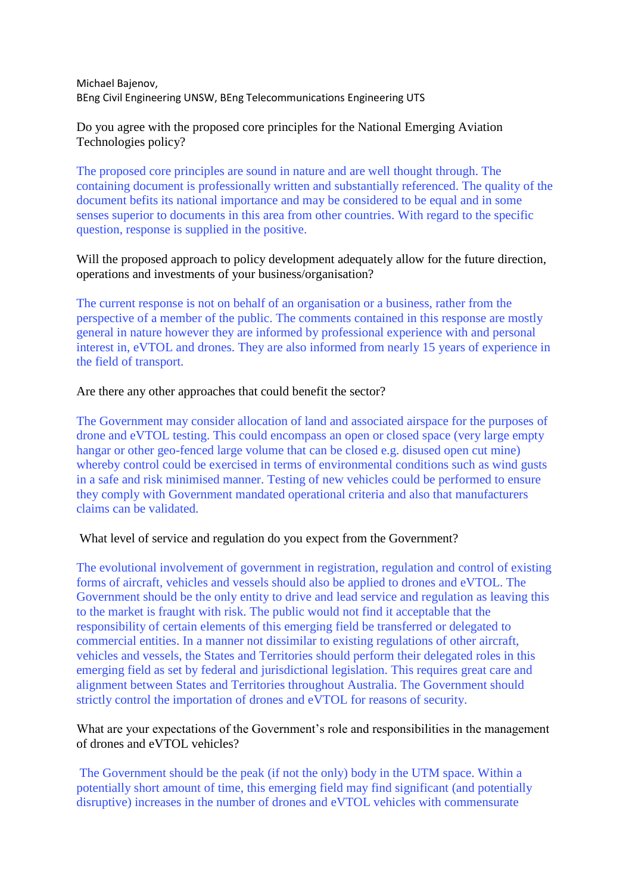Michael Bajenov,
BEng Civil Engineering UNSW, BEng Telecommunications Engineering UTS

Do you agree with the proposed core principles for the National Emerging Aviation Technologies policy?

The proposed core principles are sound in nature and are well thought through. The containing document is professionally written and substantially referenced. The quality of the document befits its national importance and may be considered to be equal and in some senses superior to documents in this area from other countries. With regard to the specific question, response is supplied in the positive.

Will the proposed approach to policy development adequately allow for the future direction, operations and investments of your business/organisation?

The current response is not on behalf of an organisation or a business, rather from the perspective of a member of the public. The comments contained in this response are mostly general in nature however they are informed by professional experience with and personal interest in, eVTOL and drones. They are also informed from nearly 15 years of experience in the field of transport.

Are there any other approaches that could benefit the sector?

The Government may consider allocation of land and associated airspace for the purposes of drone and eVTOL testing. This could encompass an open or closed space (very large empty hangar or other geo-fenced large volume that can be closed e.g. disused open cut mine) whereby control could be exercised in terms of environmental conditions such as wind gusts in a safe and risk minimised manner. Testing of new vehicles could be performed to ensure they comply with Government mandated operational criteria and also that manufacturers claims can be validated.

What level of service and regulation do you expect from the Government?

The evolutional involvement of government in registration, regulation and control of existing forms of aircraft, vehicles and vessels should also be applied to drones and eVTOL. The Government should be the only entity to drive and lead service and regulation as leaving this to the market is fraught with risk. The public would not find it acceptable that the responsibility of certain elements of this emerging field be transferred or delegated to commercial entities. In a manner not dissimilar to existing regulations of other aircraft, vehicles and vessels, the States and Territories should perform their delegated roles in this emerging field as set by federal and jurisdictional legislation. This requires great care and alignment between States and Territories throughout Australia. The Government should strictly control the importation of drones and eVTOL for reasons of security.

What are your expectations of the Government's role and responsibilities in the management of drones and eVTOL vehicles?

The Government should be the peak (if not the only) body in the UTM space. Within a potentially short amount of time, this emerging field may find significant (and potentially disruptive) increases in the number of drones and eVTOL vehicles with commensurate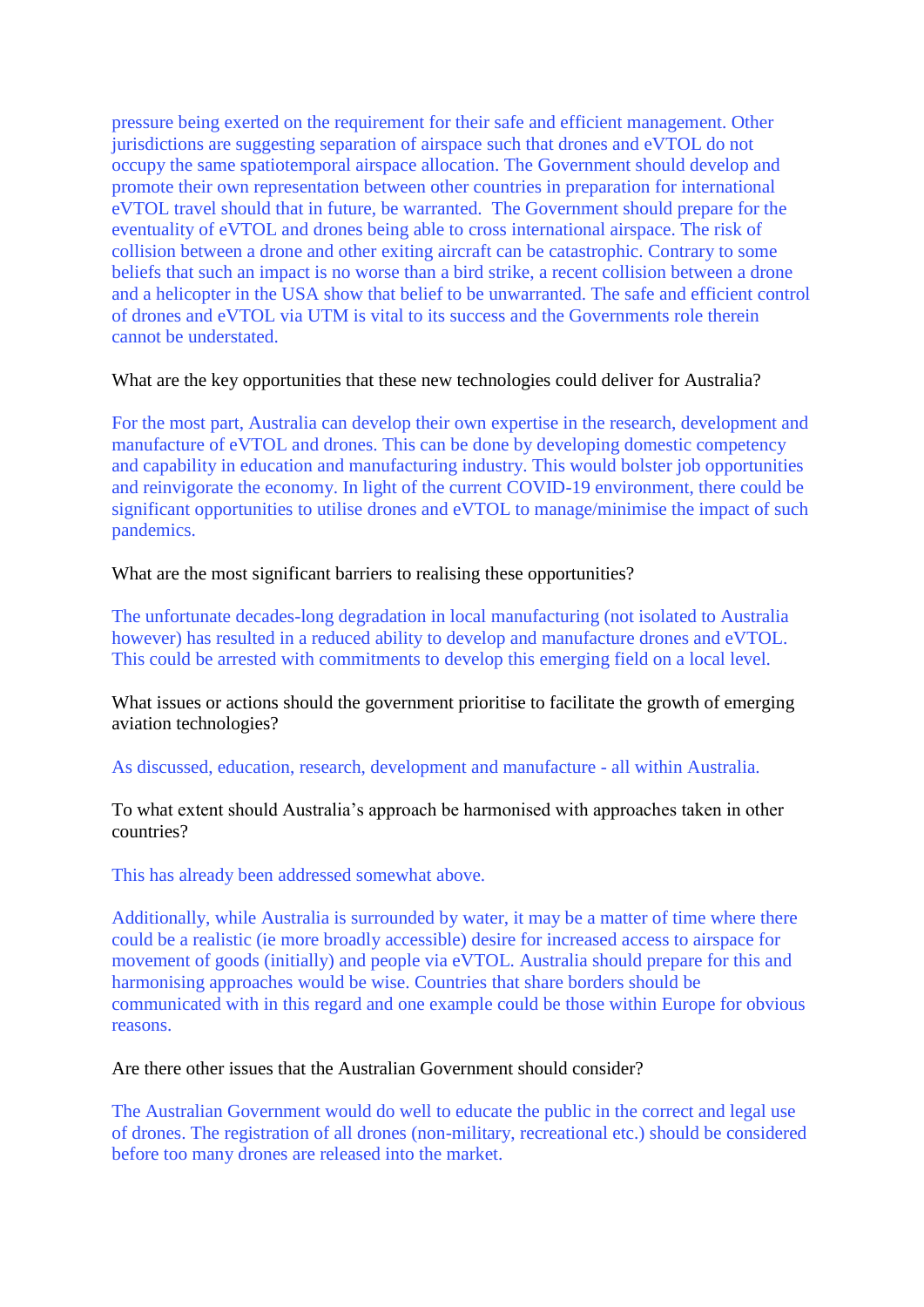pressure being exerted on the requirement for their safe and efficient management. Other jurisdictions are suggesting separation of airspace such that drones and eVTOL do not occupy the same spatiotemporal airspace allocation. The Government should develop and promote their own representation between other countries in preparation for international eVTOL travel should that in future, be warranted. The Government should prepare for the eventuality of eVTOL and drones being able to cross international airspace. The risk of collision between a drone and other exiting aircraft can be catastrophic. Contrary to some beliefs that such an impact is no worse than a bird strike, a recent collision between a drone and a helicopter in the USA show that belief to be unwarranted. The safe and efficient control of drones and eVTOL via UTM is vital to its success and the Governments role therein cannot be understated.

What are the key opportunities that these new technologies could deliver for Australia?

For the most part, Australia can develop their own expertise in the research, development and manufacture of eVTOL and drones. This can be done by developing domestic competency and capability in education and manufacturing industry. This would bolster job opportunities and reinvigorate the economy. In light of the current COVID-19 environment, there could be significant opportunities to utilise drones and eVTOL to manage/minimise the impact of such pandemics.

What are the most significant barriers to realising these opportunities?

The unfortunate decades-long degradation in local manufacturing (not isolated to Australia however) has resulted in a reduced ability to develop and manufacture drones and eVTOL. This could be arrested with commitments to develop this emerging field on a local level.

What issues or actions should the government prioritise to facilitate the growth of emerging aviation technologies?

As discussed, education, research, development and manufacture - all within Australia.

To what extent should Australia's approach be harmonised with approaches taken in other countries?

This has already been addressed somewhat above.

Additionally, while Australia is surrounded by water, it may be a matter of time where there could be a realistic (ie more broadly accessible) desire for increased access to airspace for movement of goods (initially) and people via eVTOL. Australia should prepare for this and harmonising approaches would be wise. Countries that share borders should be communicated with in this regard and one example could be those within Europe for obvious reasons.

Are there other issues that the Australian Government should consider?

The Australian Government would do well to educate the public in the correct and legal use of drones. The registration of all drones (non-military, recreational etc.) should be considered before too many drones are released into the market.